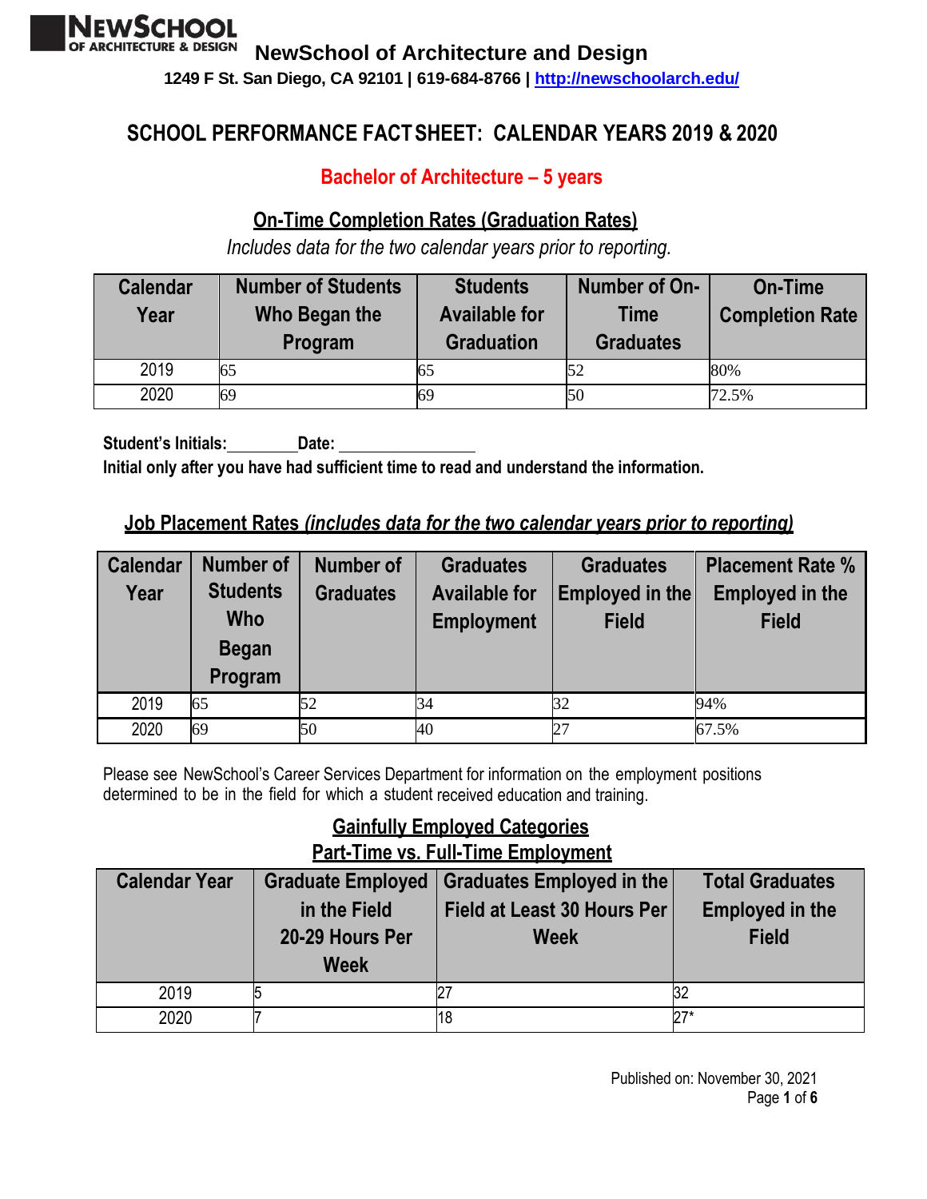**NEWSCHOOL OF ARCHITECTURE & DESIGN**

**NewSchool of Architecture and Design**

**1249 F St. San Diego, CA 92101 | 619-684-8766 | http://newschoolarch.edu/**

# SCHOOL PERFORMANCE FACT SHEET: CALENDAR YEARS 2019 & 2020

## Bachelor of Architecture – 5 years

### On-Time Completion Rates (Graduation Rates)

*Includes data for the two calendar years prior to reporting.*

| Calendar Year | Number of Students Who Began the Program | Students Available for Graduation | Number of On-Time Graduates | On-Time Completion Rate |
|---|---|---|---|---|
| 2019 | 65 | 65 | 52 | 80% |
| 2020 | 69 | 69 | 50 | 72.5% |

**Student's Initials:\_\_\_\_\_\_\_\_Date: \_\_\_\_\_\_\_\_\_\_\_\_\_\_\_\_**
**Initial only after you have had sufficient time to read and understand the information.**

### Job Placement Rates *(includes data for the two calendar years prior to reporting)*

| Calendar Year | Number of Students Who Began Program | Number of Graduates | Graduates Available for Employment | Graduates Employed in the Field | Placement Rate % Employed in the Field |
|---|---|---|---|---|---|
| 2019 | 65 | 52 | 34 | 32 | 94% |
| 2020 | 69 | 50 | 40 | 27 | 67.5% |

Please see NewSchool's Career Services Department for information on the employment positions determined to be in the field for which a student received education and training.

### Gainfully Employed Categories
### Part-Time vs. Full-Time Employment

| Calendar Year | Graduate Employed in the Field 20-29 Hours Per Week | Graduates Employed in the Field at Least 30 Hours Per Week | Total Graduates Employed in the Field |
|---|---|---|---|
| 2019 | 5 | 27 | 32 |
| 2020 | 7 | 18 | 27* |

Published on: November 30, 2021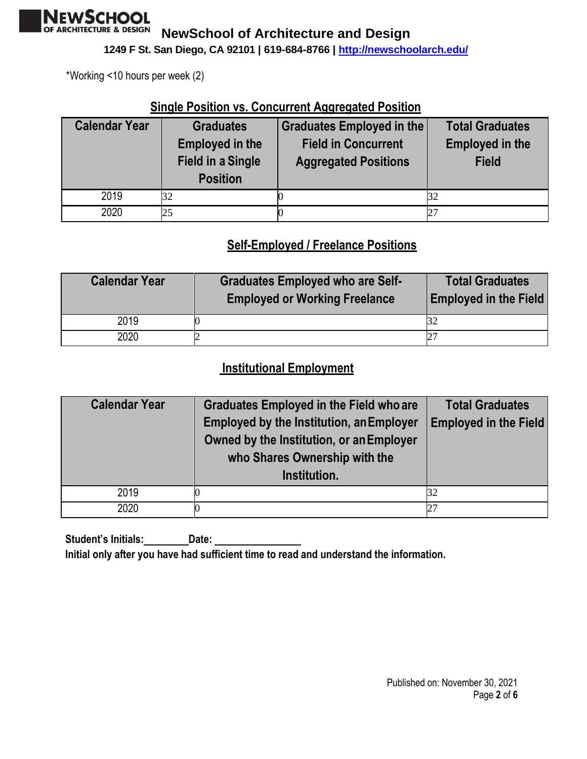*Working <10 hours per week (2)

## Single Position vs. Concurrent Aggregated Position

| Calendar Year | Graduates Employed in the Field in a Single Position | Graduates Employed in the Field in Concurrent Aggregated Positions | Total Graduates Employed in the Field |
|---|---|---|---|
| 2019 | 32 | 0 | 32 |
| 2020 | 25 | 0 | 27 |

## Self-Employed / Freelance Positions

| Calendar Year | Graduates Employed who are Self-Employed or Working Freelance | Total Graduates Employed in the Field |
|---|---|---|
| 2019 | 0 | 32 |
| 2020 | 2 | 27 |

## Institutional Employment

| Calendar Year | Graduates Employed in the Field who are Employed by the Institution, an Employer Owned by the Institution, or an Employer who Shares Ownership with the Institution. | Total Graduates Employed in the Field |
|---|---|---|
| 2019 | 0 | 32 |
| 2020 | 0 | 27 |

**Student's Initials:________Date: ________________**

**Initial only after you have had sufficient time to read and understand the information.**

Published on: November 30, 2021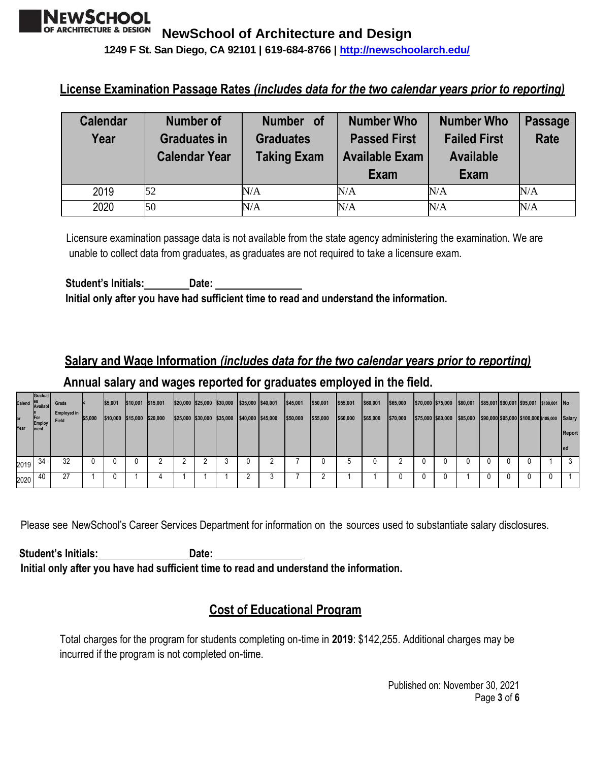**NewSchool of Architecture and Design**

**1249 F St. San Diego, CA 92101 | 619-684-8766 | http://newschoolarch.edu/**

## License Examination Passage Rates *(includes data for the two calendar years prior to reporting)*

| Calendar Year | Number of Graduates in Calendar Year | Number of Graduates Taking Exam | Number Who Passed First Available Exam | Number Who Failed First Available Exam | Passage Rate |
|---|---|---|---|---|---|
| 2019 | 52 | N/A | N/A | N/A | N/A |
| 2020 | 50 | N/A | N/A | N/A | N/A |

Licensure examination passage data is not available from the state agency administering the examination. We are unable to collect data from graduates, as graduates are not required to take a licensure exam.

**Student's Initials:________ Date: ________________**

**Initial only after you have had sufficient time to read and understand the information.**

## Salary and Wage Information *(includes data for the two calendar years prior to reporting)*

### Annual salary and wages reported for graduates employed in the field.

| Calendar Year | Graduates Available For Employment | Grads Employed in Field | < $5,000 | $5,001 $10,000 | $10,001 $15,000 | $15,001 $20,000 | $20,000 $25,000 | $25,000 $30,000 | $30,000 $35,000 | $35,000 $40,000 | $40,001 $45,000 | $45,001 $50,000 | $50,001 $55,000 | $55,001 $60,000 | $60,001 $65,000 | $65,000 $70,000 | $70,000 $75,000 | $75,000 $80,000 | $80,001 $85,000 | $85,001 $90,000 | $90,001 $95,000 | $95,001 $100,000 | $100,001 $105,000 | No Salary Reported |
|---|---|---|---|---|---|---|---|---|---|---|---|---|---|---|---|---|---|---|---|---|---|---|---|---|
| 2019 | 34 | 32 | 0 | 0 | 0 | 2 | 2 | 2 | 3 | 0 | 2 | 7 | 0 | 5 | 0 | 2 | 0 | 0 | 0 | 0 | 0 | 0 | 1 | 3 |
| 2020 | 40 | 27 | 1 | 0 | 1 | 4 | 1 | 1 | 1 | 2 | 3 | 7 | 2 | 1 | 1 | 0 | 0 | 0 | 1 | 0 | 0 | 0 | 0 | 1 |

Please see NewSchool's Career Services Department for information on the sources used to substantiate salary disclosures.

**Student's Initials:________________ Date: ________________**

**Initial only after you have had sufficient time to read and understand the information.**

## Cost of Educational Program

Total charges for the program for students completing on-time in **2019**: $142,255. Additional charges may be incurred if the program is not completed on-time.

Published on: November 30, 2021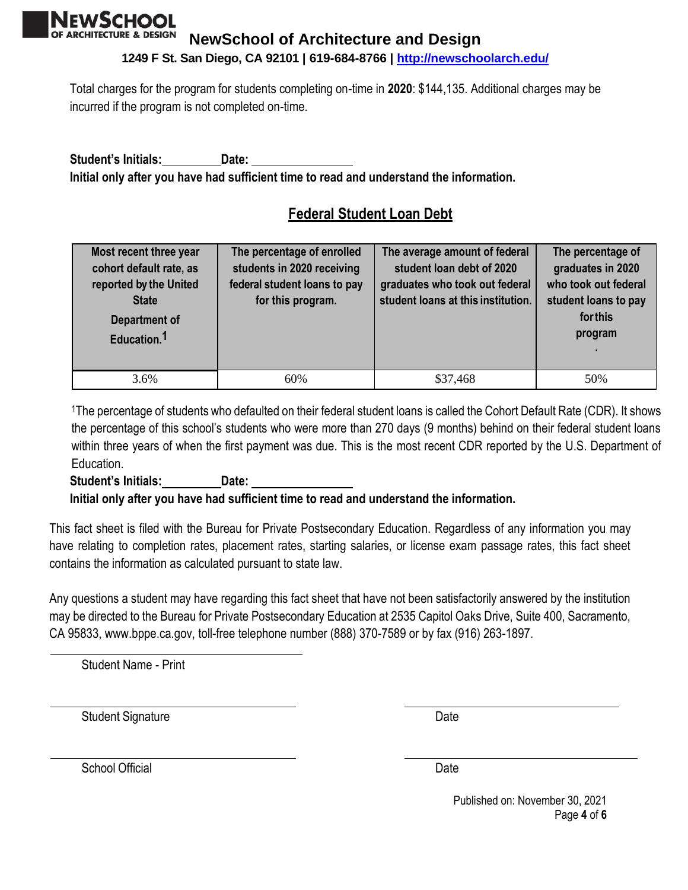Total charges for the program for students completing on-time in **2020**: $144,135. Additional charges may be incurred if the program is not completed on-time.

**Student's Initials:\_\_\_\_\_\_\_\_\_ Date: \_\_\_\_\_\_\_\_\_\_\_\_\_\_\_**
**Initial only after you have had sufficient time to read and understand the information.**

## Federal Student Loan Debt

| Most recent three year cohort default rate, as reported by the United State Department of Education.[1] | The percentage of enrolled students in 2020 receiving federal student loans to pay for this program. | The average amount of federal student loan debt of 2020 graduates who took out federal student loans at this institution. | The percentage of graduates in 2020 who took out federal student loans to pay for this program. |
|---|---|---|---|
| 3.6% | 60% | $37,468 | 50% |

[1]The percentage of students who defaulted on their federal student loans is called the Cohort Default Rate (CDR). It shows the percentage of this school's students who were more than 270 days (9 months) behind on their federal student loans within three years of when the first payment was due. This is the most recent CDR reported by the U.S. Department of Education.

**Student's Initials:\_\_\_\_\_\_\_\_\_ Date: \_\_\_\_\_\_\_\_\_\_\_\_\_\_\_**
**Initial only after you have had sufficient time to read and understand the information.**

This fact sheet is filed with the Bureau for Private Postsecondary Education. Regardless of any information you may have relating to completion rates, placement rates, starting salaries, or license exam passage rates, this fact sheet contains the information as calculated pursuant to state law.

Any questions a student may have regarding this fact sheet that have not been satisfactorily answered by the institution may be directed to the Bureau for Private Postsecondary Education at 2535 Capitol Oaks Drive, Suite 400, Sacramento, CA 95833, www.bppe.ca.gov, toll-free telephone number (888) 370-7589 or by fax (916) 263-1897.

\_\_\_\_\_\_\_\_\_\_\_\_\_\_\_\_\_\_\_\_\_\_\_\_\_\_\_\_\_\_
Student Name - Print

\_\_\_\_\_\_\_\_\_\_\_\_\_\_\_\_\_\_\_\_\_\_\_\_\_\_\_\_\_\_ \_\_\_\_\_\_\_\_\_\_\_\_\_\_\_\_\_\_\_\_\_\_\_\_\_\_
Student Signature Date

\_\_\_\_\_\_\_\_\_\_\_\_\_\_\_\_\_\_\_\_\_\_\_\_\_\_\_\_\_\_ \_\_\_\_\_\_\_\_\_\_\_\_\_\_\_\_\_\_\_\_\_\_\_\_\_\_
School Official Date

Published on: November 30, 2021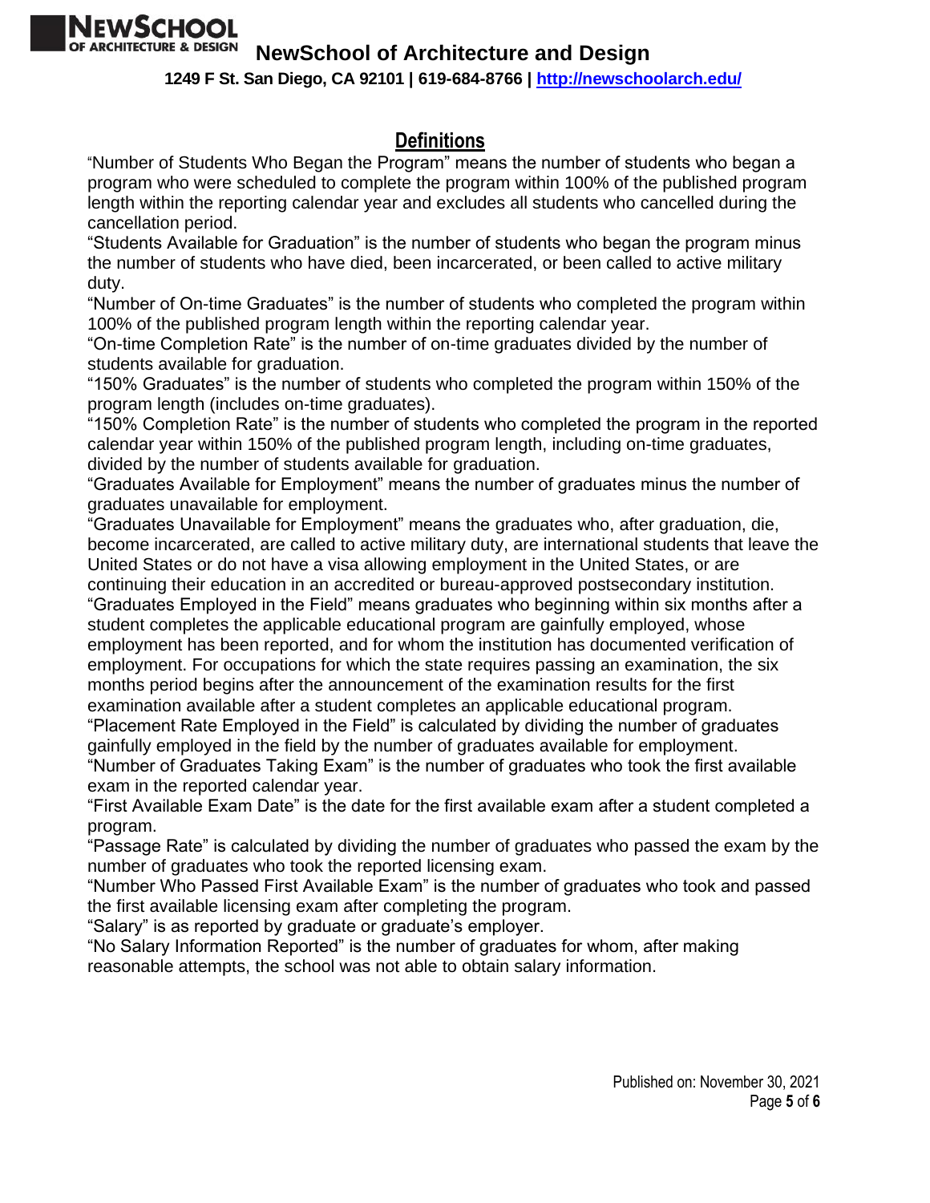## Definitions

"Number of Students Who Began the Program" means the number of students who began a program who were scheduled to complete the program within 100% of the published program length within the reporting calendar year and excludes all students who cancelled during the cancellation period.

"Students Available for Graduation" is the number of students who began the program minus the number of students who have died, been incarcerated, or been called to active military duty.

"Number of On-time Graduates" is the number of students who completed the program within 100% of the published program length within the reporting calendar year.

"On-time Completion Rate" is the number of on-time graduates divided by the number of students available for graduation.

"150% Graduates" is the number of students who completed the program within 150% of the program length (includes on-time graduates).

"150% Completion Rate" is the number of students who completed the program in the reported calendar year within 150% of the published program length, including on-time graduates, divided by the number of students available for graduation.

"Graduates Available for Employment" means the number of graduates minus the number of graduates unavailable for employment.

"Graduates Unavailable for Employment" means the graduates who, after graduation, die, become incarcerated, are called to active military duty, are international students that leave the United States or do not have a visa allowing employment in the United States, or are continuing their education in an accredited or bureau-approved postsecondary institution.

"Graduates Employed in the Field" means graduates who beginning within six months after a student completes the applicable educational program are gainfully employed, whose employment has been reported, and for whom the institution has documented verification of employment. For occupations for which the state requires passing an examination, the six months period begins after the announcement of the examination results for the first examination available after a student completes an applicable educational program.

"Placement Rate Employed in the Field" is calculated by dividing the number of graduates gainfully employed in the field by the number of graduates available for employment.

"Number of Graduates Taking Exam" is the number of graduates who took the first available exam in the reported calendar year.

"First Available Exam Date" is the date for the first available exam after a student completed a program.

"Passage Rate" is calculated by dividing the number of graduates who passed the exam by the number of graduates who took the reported licensing exam.

"Number Who Passed First Available Exam" is the number of graduates who took and passed the first available licensing exam after completing the program.

"Salary" is as reported by graduate or graduate's employer.

"No Salary Information Reported" is the number of graduates for whom, after making reasonable attempts, the school was not able to obtain salary information.

Published on: November 30, 2021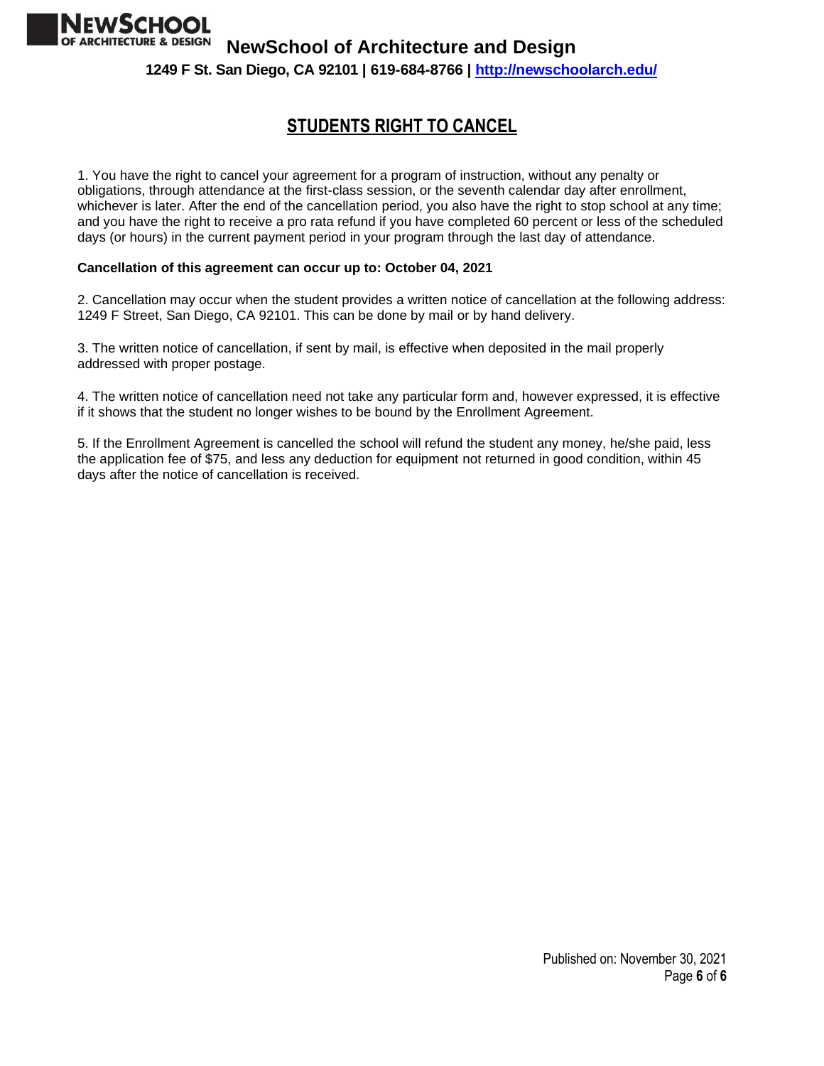# STUDENTS RIGHT TO CANCEL

1. You have the right to cancel your agreement for a program of instruction, without any penalty or obligations, through attendance at the first-class session, or the seventh calendar day after enrollment, whichever is later. After the end of the cancellation period, you also have the right to stop school at any time; and you have the right to receive a pro rata refund if you have completed 60 percent or less of the scheduled days (or hours) in the current payment period in your program through the last day of attendance.

**Cancellation of this agreement can occur up to: October 04, 2021**

2. Cancellation may occur when the student provides a written notice of cancellation at the following address: 1249 F Street, San Diego, CA 92101. This can be done by mail or by hand delivery.

3. The written notice of cancellation, if sent by mail, is effective when deposited in the mail properly addressed with proper postage.

4. The written notice of cancellation need not take any particular form and, however expressed, it is effective if it shows that the student no longer wishes to be bound by the Enrollment Agreement.

5. If the Enrollment Agreement is cancelled the school will refund the student any money, he/she paid, less the application fee of $75, and less any deduction for equipment not returned in good condition, within 45 days after the notice of cancellation is received.

Published on: November 30, 2021